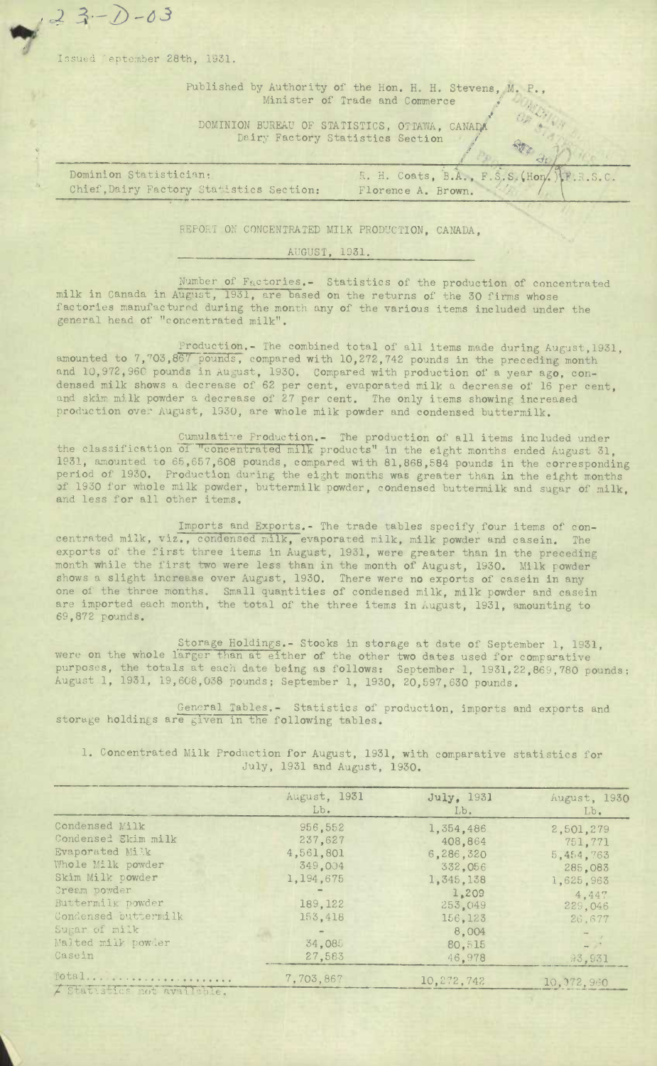23-D-03

Issued September 28th, 1931.

Published by Authority of the Hon. H. H. Stevens, M. P.,
Minister of Trade and Commerce

DOMINION BUREAU OF STATISTICS, OTTAWA, CANADA
Dairy Factory Statistics Section

| | |
|---|---|
| Dominion Statistician: | R. H. Coats, B.A., F.S.S.(Hon.), F.R.S.C. |
| Chief, Dairy Factory Statistics Section: | Florence A. Brown. |

REPORT ON CONCENTRATED MILK PRODUCTION, CANADA,

AUGUST, 1931.

Number of Factories.- Statistics of the production of concentrated milk in Canada in August, 1931, are based on the returns of the 30 firms whose factories manufactured during the month any of the various items included under the general head of "concentrated milk".

Production.- The combined total of all items made during August, 1931, amounted to 7,703,867 pounds, compared with 10,272,742 pounds in the preceding month and 10,972,960 pounds in August, 1930. Compared with production of a year ago, condensed milk shows a decrease of 62 per cent, evaporated milk a decrease of 16 per cent, and skim milk powder a decrease of 27 per cent. The only items showing increased production over August, 1930, are whole milk powder and condensed buttermilk.

Cumulative Production.- The production of all items included under the classification of "concentrated milk products" in the eight months ended August 31, 1931, amounted to 65,657,608 pounds, compared with 81,868,584 pounds in the corresponding period of 1930. Production during the eight months was greater than in the eight months of 1930 for whole milk powder, buttermilk powder, condensed buttermilk and sugar of milk, and less for all other items.

Imports and Exports.- The trade tables specify four items of concentrated milk, viz., condensed milk, evaporated milk, milk powder and casein. The exports of the first three items in August, 1931, were greater than in the preceding month while the first two were less than in the month of August, 1930. Milk powder shows a slight increase over August, 1930. There were no exports of casein in any one of the three months. Small quantities of condensed milk, milk powder and casein are imported each month, the total of the three items in August, 1931, amounting to 69,872 pounds.

Storage Holdings.- Stocks in storage at date of September 1, 1931, were on the whole larger than at either of the other two dates used for comparative purposes, the totals at each date being as follows: September 1, 1931, 22,869,780 pounds; August 1, 1931, 19,608,038 pounds; September 1, 1930, 20,597,630 pounds.

General Tables.- Statistics of production, imports and exports and storage holdings are given in the following tables.

1. Concentrated Milk Production for August, 1931, with comparative statistics for July, 1931 and August, 1930.

| | August, 1931 Lb. | July, 1931 Lb. | August, 1930 Lb. |
|---|---|---|---|
| Condensed Milk | 956,552 | 1,354,486 | 2,501,279 |
| Condensed Skim milk | 237,627 | 408,864 | 751,771 |
| Evaporated Milk | 4,561,801 | 6,286,320 | 5,454,763 |
| Whole Milk powder | 349,004 | 332,056 | 285,083 |
| Skim Milk powder | 1,194,675 | 1,345,138 | 1,625,963 |
| Cream powder | - | 1,209 | 4,447 |
| Buttermilk powder | 189,122 | 253,049 | 229,046 |
| Condensed buttermilk | 153,418 | 156,123 | 26,677 |
| Sugar of milk | - | 8,004 | - |
| Malted milk powder | 34,085 | 80,515 | - / |
| Casein | 27,583 | 46,978 | 93,931 |
| Total | 7,703,867 | 10,272,742 | 10,972,960 |

/ Statistics not available.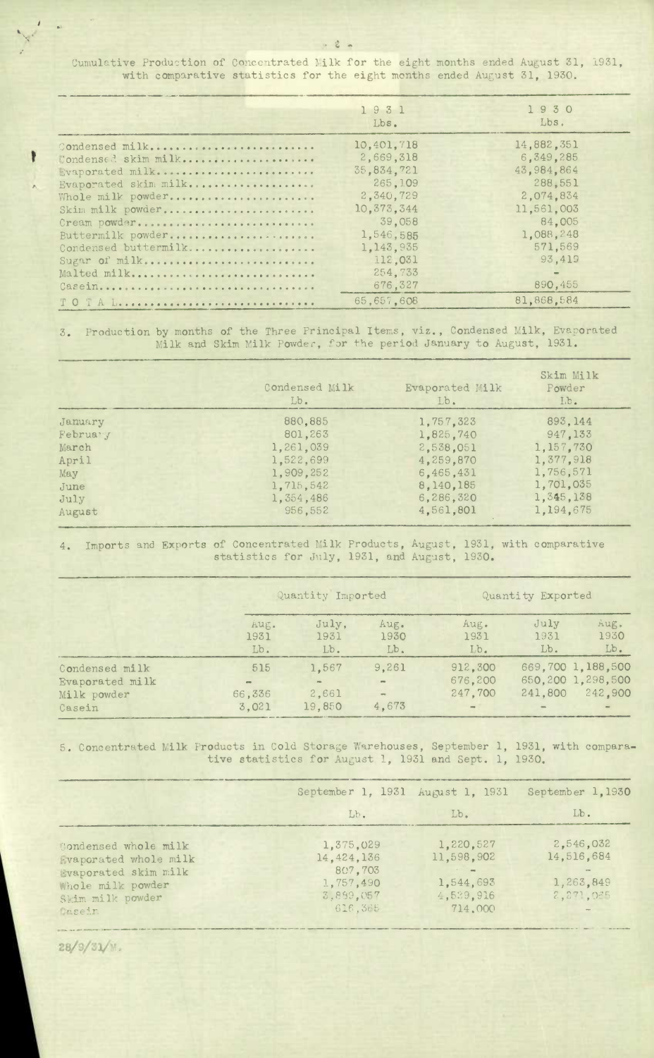Cumulative Production of Concentrated Milk for the eight months ended August 31, 1931, with comparative statistics for the eight months ended August 31, 1930.

| | 1931 Lbs. | 1930 Lbs. |
|---|---|---|
| Condensed milk | 10,401,718 | 14,882,351 |
| Condensed skim milk | 2,669,318 | 6,349,285 |
| Evaporated milk | 35,834,721 | 43,984,864 |
| Evaporated skim milk | 265,109 | 288,551 |
| Whole milk powder | 2,340,729 | 2,074,834 |
| Skim milk powder | 10,373,344 | 11,561,003 |
| Cream powder | 39,058 | 84,005 |
| Buttermilk powder | 1,546,585 | 1,088,248 |
| Condensed buttermilk | 1,143,935 | 571,569 |
| Sugar of milk | 112,031 | 93,419 |
| Malted milk | 254,733 | - |
| Casein | 676,327 | 890,455 |
| TOTAL | 65,657,608 | 81,868,584 |

3. Production by months of the Three Principal Items, viz., Condensed Milk, Evaporated Milk and Skim Milk Powder, for the period January to August, 1931.

| | Condensed Milk Lb. | Evaporated Milk Lb. | Skim Milk Powder Lb. |
|---|---|---|---|
| January | 880,885 | 1,757,323 | 893,144 |
| February | 801,263 | 1,825,740 | 947,133 |
| March | 1,261,039 | 2,538,051 | 1,157,730 |
| April | 1,522,699 | 4,259,870 | 1,377,918 |
| May | 1,909,252 | 6,465,431 | 1,756,571 |
| June | 1,715,542 | 8,140,185 | 1,701,035 |
| July | 1,354,486 | 6,286,320 | 1,345,138 |
| August | 956,552 | 4,561,801 | 1,194,675 |

4. Imports and Exports of Concentrated Milk Products, August, 1931, with comparative statistics for July, 1931, and August, 1930.

| | Quantity Imported | | | Quantity Exported | | |
|---|---|---|---|---|---|---|
| | Aug. 1931 Lb. | July, 1931 Lb. | Aug. 1930 Lb. | Aug. 1931 Lb. | July 1931 Lb. | Aug. 1930 Lb. |
| Condensed milk | 515 | 1,567 | 9,261 | 912,300 | 669,700 | 1,188,500 |
| Evaporated milk | - | - | - | 676,200 | 650,200 | 1,298,500 |
| Milk powder | 66,336 | 2,661 | - | 247,700 | 241,800 | 242,900 |
| Casein | 3,021 | 19,850 | 4,673 | - | - | - |

5. Concentrated Milk Products in Cold Storage Warehouses, September 1, 1931, with comparative statistics for August 1, 1931 and Sept. 1, 1930.

| | September 1, 1931 Lb. | August 1, 1931 Lb. | September 1, 1930 Lb. |
|---|---|---|---|
| Condensed whole milk | 1,375,029 | 1,220,527 | 2,546,032 |
| Evaporated whole milk | 14,424,136 | 11,598,902 | 14,516,684 |
| Evaporated skim milk | 807,703 | - | - |
| Whole milk powder | 1,757,490 | 1,544,693 | 1,263,849 |
| Skim milk powder | 3,899,057 | 4,529,916 | 2,271,065 |
| Casein | 616,365 | 714,000 | - |

28/9/31/M.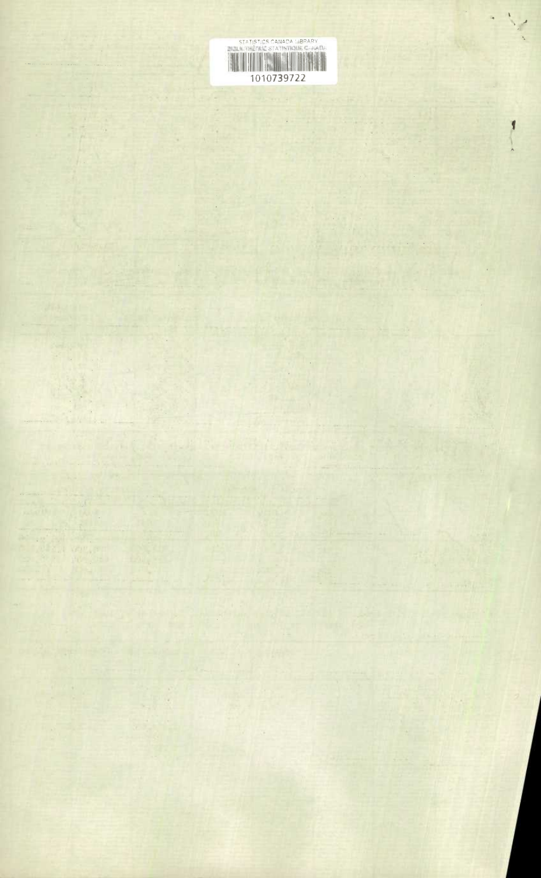STATISTICS CANADA LIBRARY
BIBLIOTHÈQUE STATISTIQUE CANADA

1010739722